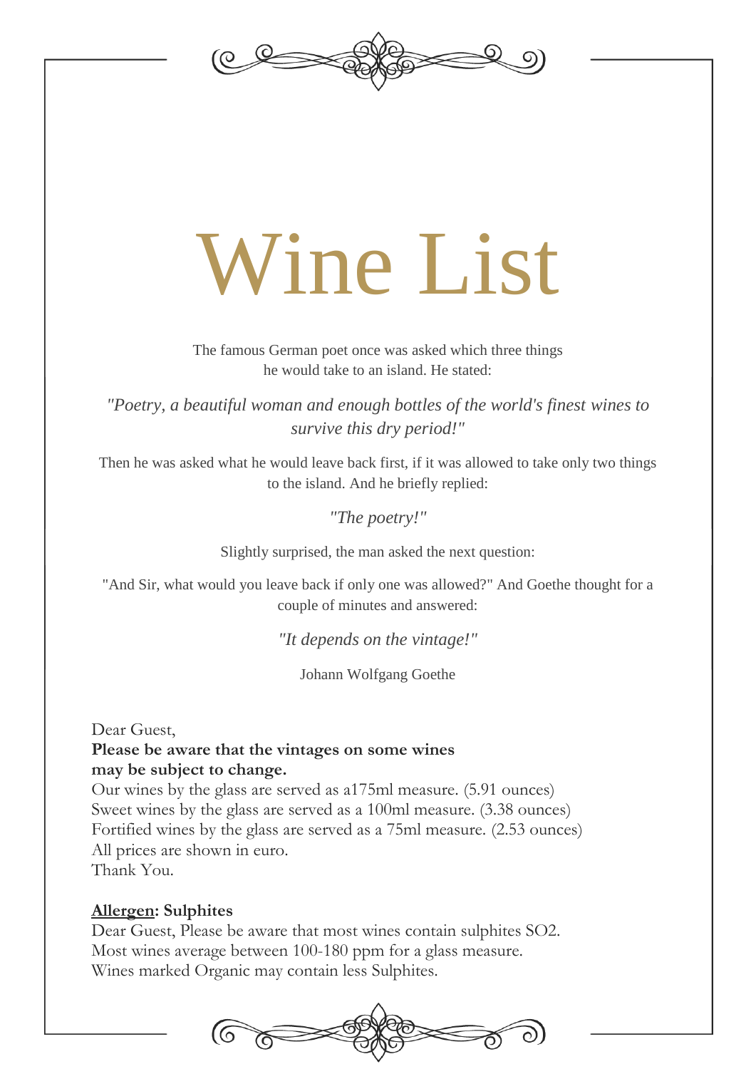# Wine List

The famous German poet once was asked which three things he would take to an island. He stated:

*"Poetry, a beautiful woman and enough bottles of the world's finest wines to survive this dry period!"*

Then he was asked what he would leave back first, if it was allowed to take only two things to the island. And he briefly replied:

*"The poetry!"*

Slightly surprised, the man asked the next question:

"And Sir, what would you leave back if only one was allowed?" And Goethe thought for a couple of minutes and answered:

*"It depends on the vintage!"*

Johann Wolfgang Goethe

Dear Guest,
**Please be aware that the vintages on some wines may be subject to change.**
Our wines by the glass are served as a175ml measure. (5.91 ounces)
Sweet wines by the glass are served as a 100ml measure. (3.38 ounces)
Fortified wines by the glass are served as a 75ml measure. (2.53 ounces)
All prices are shown in euro.
Thank You.

**<u>Allergen</u>: Sulphites**
Dear Guest, Please be aware that most wines contain sulphites $SO_2$.
Most wines average between 100-180 ppm for a glass measure.
Wines marked Organic may contain less Sulphites.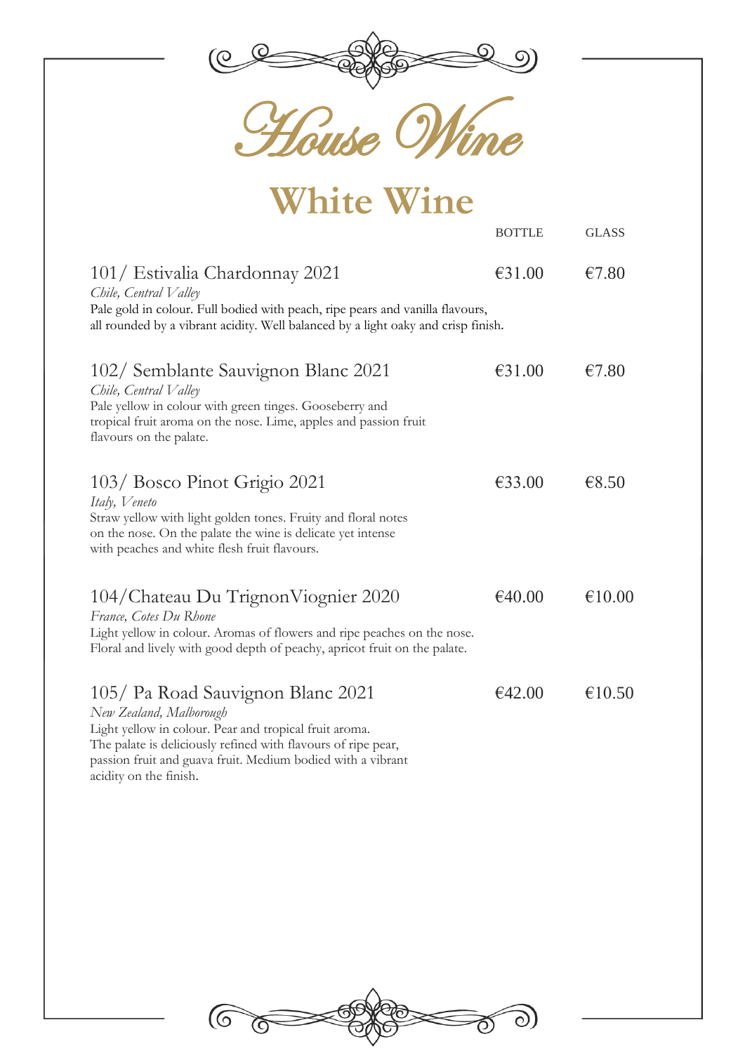# House Wine

## White Wine

| | BOTTLE | GLASS |
|---|---|---|
| 101/ Estivalia Chardonnay 2021 | €31.00 | €7.80 |

*Chile, Central Valley*
Pale gold in colour. Full bodied with peach, ripe pears and vanilla flavours, all rounded by a vibrant acidity. Well balanced by a light oaky and crisp finish.

| | BOTTLE | GLASS |
|---|---|---|
| 102/ Semblante Sauvignon Blanc 2021 | €31.00 | €7.80 |

*Chile, Central Valley*
Pale yellow in colour with green tinges. Gooseberry and tropical fruit aroma on the nose. Lime, apples and passion fruit flavours on the palate.

| | BOTTLE | GLASS |
|---|---|---|
| 103/ Bosco Pinot Grigio 2021 | €33.00 | €8.50 |

*Italy, Veneto*
Straw yellow with light golden tones. Fruity and floral notes on the nose. On the palate the wine is delicate yet intense with peaches and white flesh fruit flavours.

| | BOTTLE | GLASS |
|---|---|---|
| 104/Chateau Du TrignonViognier 2020 | €40.00 | €10.00 |

*France, Cotes Du Rhone*
Light yellow in colour. Aromas of flowers and ripe peaches on the nose. Floral and lively with good depth of peachy, apricot fruit on the palate.

| | BOTTLE | GLASS |
|---|---|---|
| 105/ Pa Road Sauvignon Blanc 2021 | €42.00 | €10.50 |

*New Zealand, Malborough*
Light yellow in colour. Pear and tropical fruit aroma. The palate is deliciously refined with flavours of ripe pear, passion fruit and guava fruit. Medium bodied with a vibrant acidity on the finish.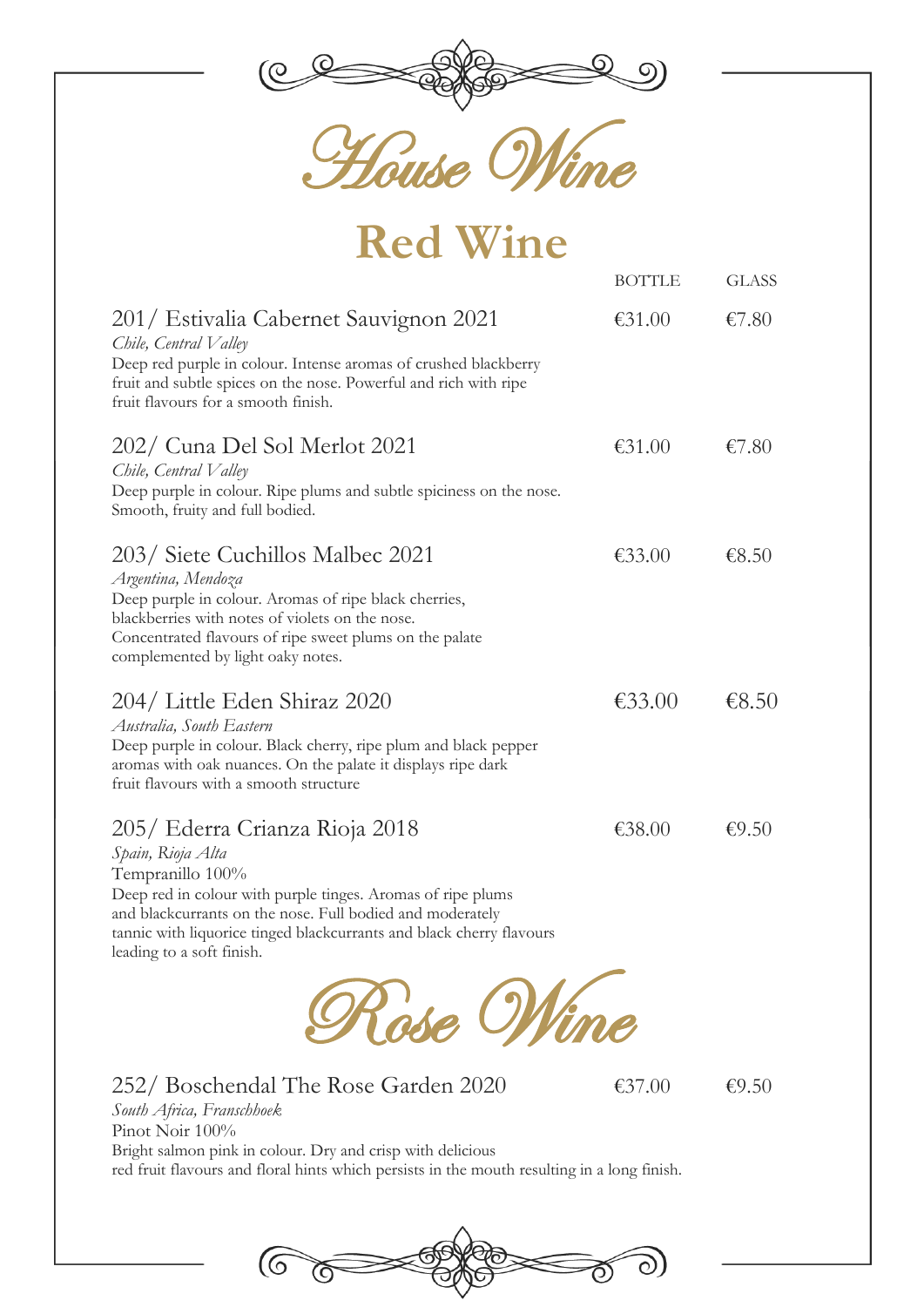# House Wine

## Red Wine

| | BOTTLE | GLASS |
|---|---|---|
| 201/ Estivalia Cabernet Sauvignon 2021 | €31.00 | €7.80 |
| 202/ Cuna Del Sol Merlot 2021 | €31.00 | €7.80 |
| 203/ Siete Cuchillos Malbec 2021 | €33.00 | €8.50 |
| 204/ Little Eden Shiraz 2020 | €33.00 | €8.50 |
| 205/ Ederra Crianza Rioja 2018 | €38.00 | €9.50 |

**201/ Estivalia Cabernet Sauvignon 2021**
*Chile, Central Valley*
Deep red purple in colour. Intense aromas of crushed blackberry fruit and subtle spices on the nose. Powerful and rich with ripe fruit flavours for a smooth finish.

**202/ Cuna Del Sol Merlot 2021**
*Chile, Central Valley*
Deep purple in colour. Ripe plums and subtle spiciness on the nose. Smooth, fruity and full bodied.

**203/ Siete Cuchillos Malbec 2021**
*Argentina, Mendoza*
Deep purple in colour. Aromas of ripe black cherries, blackberries with notes of violets on the nose. Concentrated flavours of ripe sweet plums on the palate complemented by light oaky notes.

**204/ Little Eden Shiraz 2020**
*Australia, South Eastern*
Deep purple in colour. Black cherry, ripe plum and black pepper aromas with oak nuances. On the palate it displays ripe dark fruit flavours with a smooth structure

**205/ Ederra Crianza Rioja 2018**
*Spain, Rioja Alta*
Tempranillo 100%
Deep red in colour with purple tinges. Aromas of ripe plums and blackcurrants on the nose. Full bodied and moderately tannic with liquorice tinged blackcurrants and black cherry flavours leading to a soft finish.

# Rose Wine

| | BOTTLE | GLASS |
|---|---|---|
| 252/ Boschendal The Rose Garden 2020 | €37.00 | €9.50 |

**252/ Boschendal The Rose Garden 2020**
*South Africa, Franschhoek*
Pinot Noir 100%
Bright salmon pink in colour. Dry and crisp with delicious red fruit flavours and floral hints which persists in the mouth resulting in a long finish.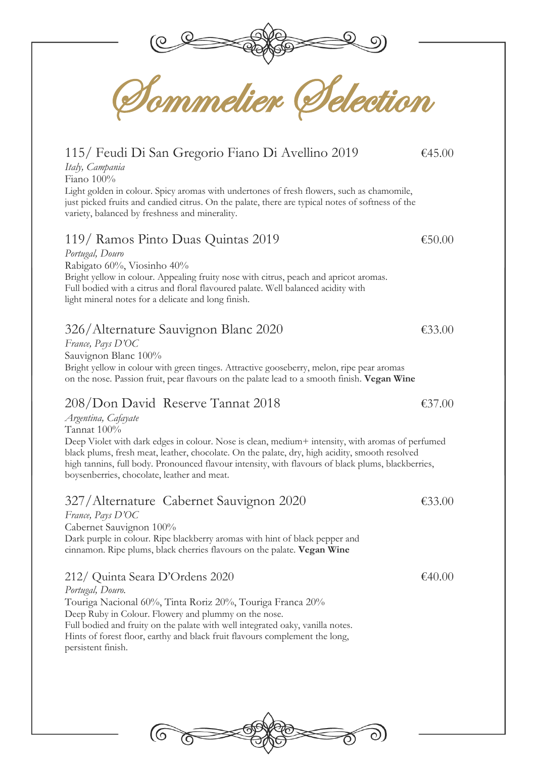# Sommelier Selection

## 115/ Feudi Di San Gregorio Fiano Di Avellino 2019 — €45.00

*Italy, Campania*
Fiano 100%
Light golden in colour. Spicy aromas with undertones of fresh flowers, such as chamomile, just picked fruits and candied citrus. On the palate, there are typical notes of softness of the variety, balanced by freshness and minerality.

## 119/ Ramos Pinto Duas Quintas 2019 — €50.00

*Portugal, Douro*
Rabigato 60%, Viosinho 40%
Bright yellow in colour. Appealing fruity nose with citrus, peach and apricot aromas. Full bodied with a citrus and floral flavoured palate. Well balanced acidity with light mineral notes for a delicate and long finish.

## 326/Alternature Sauvignon Blanc 2020 — €33.00

*France, Pays D'OC*
Sauvignon Blanc 100%
Bright yellow in colour with green tinges. Attractive gooseberry, melon, ripe pear aromas on the nose. Passion fruit, pear flavours on the palate lead to a smooth finish. **Vegan Wine**

## 208/Don David Reserve Tannat 2018 — €37.00

*Argentina, Cafayate*
Tannat 100%
Deep Violet with dark edges in colour. Nose is clean, medium+ intensity, with aromas of perfumed black plums, fresh meat, leather, chocolate. On the palate, dry, high acidity, smooth resolved high tannins, full body. Pronounced flavour intensity, with flavours of black plums, blackberries, boysenberries, chocolate, leather and meat.

## 327/Alternature Cabernet Sauvignon 2020 — €33.00

*France, Pays D'OC*
Cabernet Sauvignon 100%
Dark purple in colour. Ripe blackberry aromas with hint of black pepper and cinnamon. Ripe plums, black cherries flavours on the palate. **Vegan Wine**

## 212/ Quinta Seara D'Ordens 2020 — €40.00

*Portugal, Douro.*
Touriga Nacional 60%, Tinta Roriz 20%, Touriga Franca 20%
Deep Ruby in Colour. Flowery and plummy on the nose.
Full bodied and fruity on the palate with well integrated oaky, vanilla notes.
Hints of forest floor, earthy and black fruit flavours complement the long, persistent finish.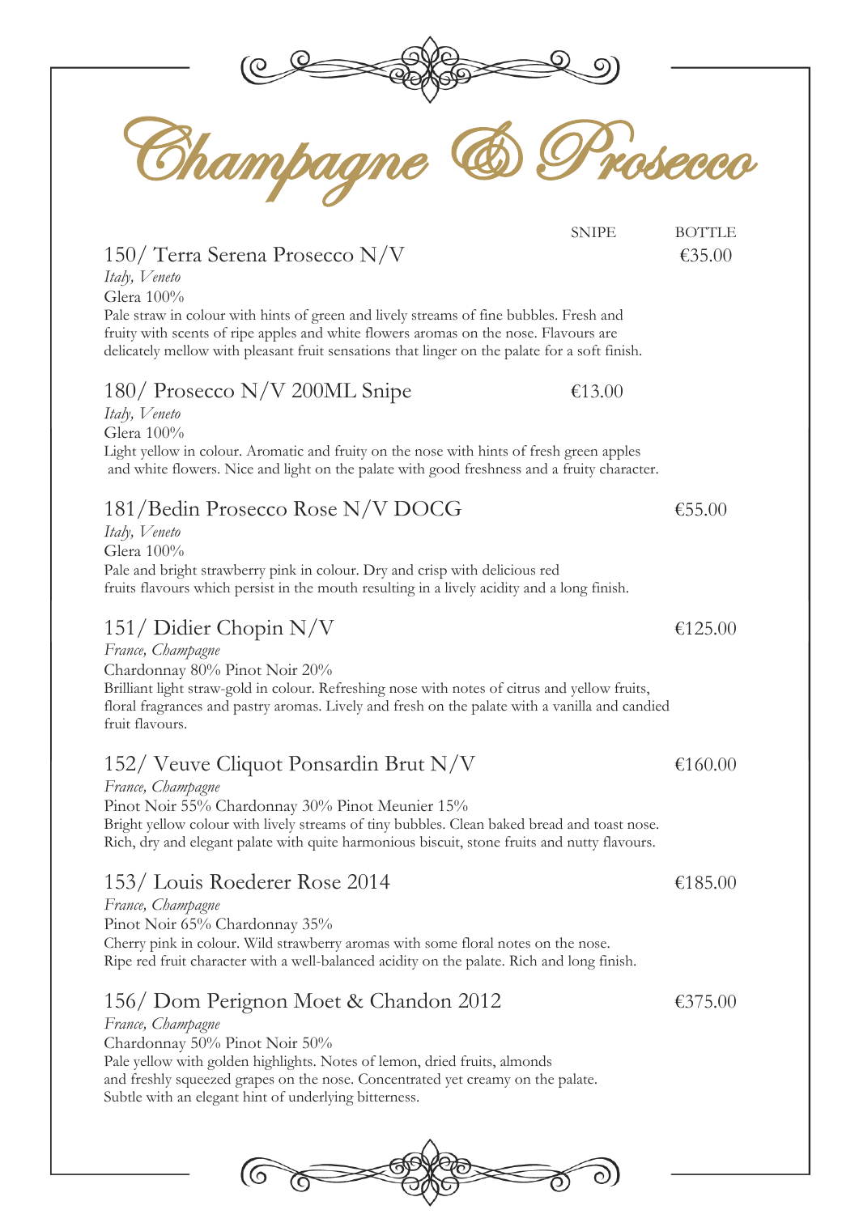# Champagne & Prosecco

| | SNIPE | BOTTLE |
|---|---|---|
| 150/ Terra Serena Prosecco N/V | | €35.00 |
| 180/ Prosecco N/V 200ML Snipe | €13.00 | |
| 181/Bedin Prosecco Rose N/V DOCG | | €55.00 |
| 151/ Didier Chopin N/V | | €125.00 |
| 152/ Veuve Cliquot Ponsardin Brut N/V | | €160.00 |
| 153/ Louis Roederer Rose 2014 | | €185.00 |
| 156/ Dom Perignon Moet & Chandon 2012 | | €375.00 |

## 150/ Terra Serena Prosecco N/V — Bottle €35.00

*Italy, Veneto*

Glera 100%

Pale straw in colour with hints of green and lively streams of fine bubbles. Fresh and fruity with scents of ripe apples and white flowers aromas on the nose. Flavours are delicately mellow with pleasant fruit sensations that linger on the palate for a soft finish.

## 180/ Prosecco N/V 200ML Snipe — Snipe €13.00

*Italy, Veneto*

Glera 100%

Light yellow in colour. Aromatic and fruity on the nose with hints of fresh green apples and white flowers. Nice and light on the palate with good freshness and a fruity character.

## 181/Bedin Prosecco Rose N/V DOCG — Bottle €55.00

*Italy, Veneto*

Glera 100%

Pale and bright strawberry pink in colour. Dry and crisp with delicious red fruits flavours which persist in the mouth resulting in a lively acidity and a long finish.

## 151/ Didier Chopin N/V — Bottle €125.00

*France, Champagne*

Chardonnay 80% Pinot Noir 20%

Brilliant light straw-gold in colour. Refreshing nose with notes of citrus and yellow fruits, floral fragrances and pastry aromas. Lively and fresh on the palate with a vanilla and candied fruit flavours.

## 152/ Veuve Cliquot Ponsardin Brut N/V — Bottle €160.00

*France, Champagne*

Pinot Noir 55% Chardonnay 30% Pinot Meunier 15%

Bright yellow colour with lively streams of tiny bubbles. Clean baked bread and toast nose. Rich, dry and elegant palate with quite harmonious biscuit, stone fruits and nutty flavours.

## 153/ Louis Roederer Rose 2014 — Bottle €185.00

*France, Champagne*

Pinot Noir 65% Chardonnay 35%

Cherry pink in colour. Wild strawberry aromas with some floral notes on the nose. Ripe red fruit character with a well-balanced acidity on the palate. Rich and long finish.

## 156/ Dom Perignon Moet & Chandon 2012 — Bottle €375.00

*France, Champagne*

Chardonnay 50% Pinot Noir 50%

Pale yellow with golden highlights. Notes of lemon, dried fruits, almonds and freshly squeezed grapes on the nose. Concentrated yet creamy on the palate. Subtle with an elegant hint of underlying bitterness.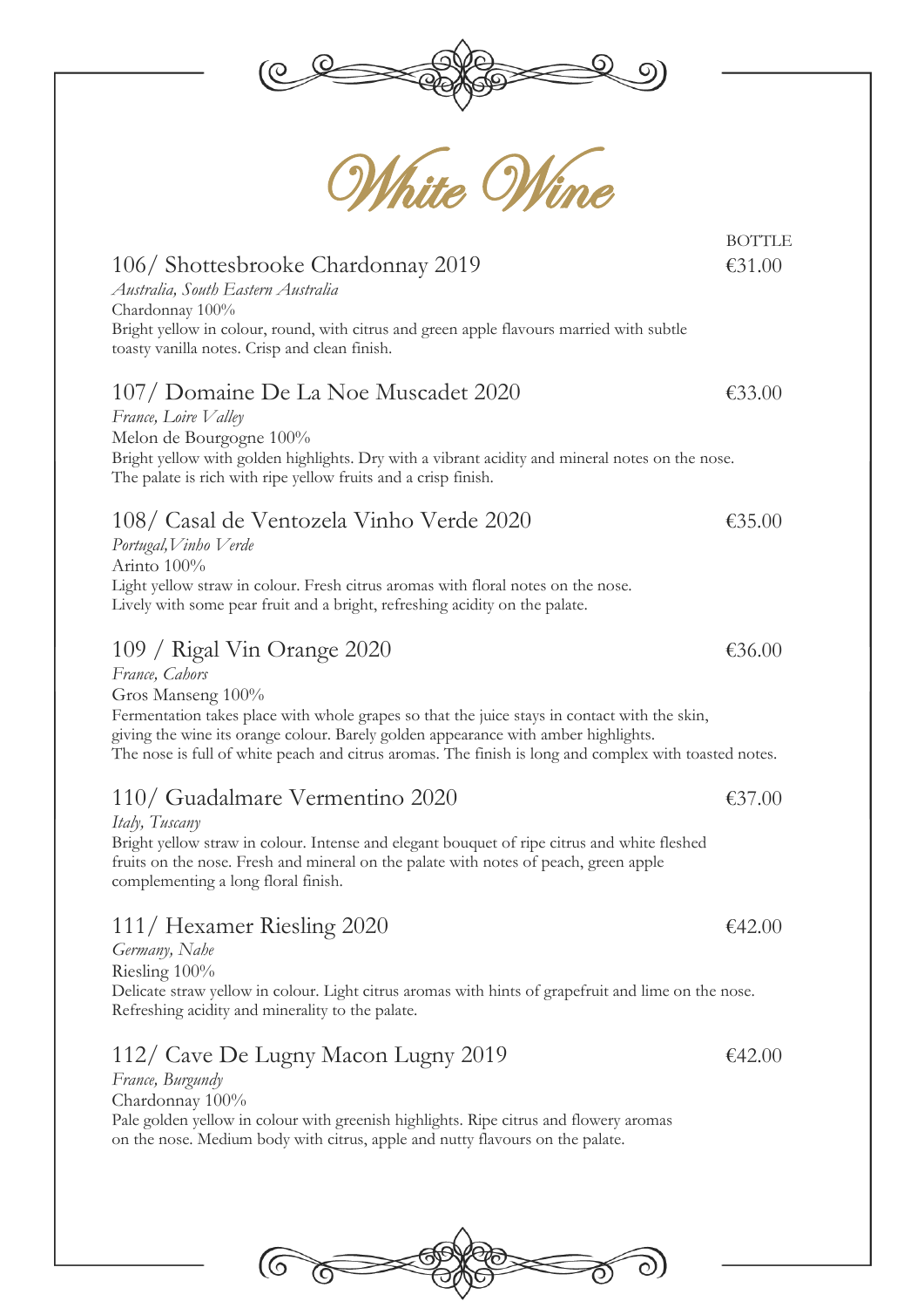# White Wine

BOTTLE

## 106/ Shottesbrooke Chardonnay 2019 — €31.00

*Australia, South Eastern Australia*

Chardonnay 100%

Bright yellow in colour, round, with citrus and green apple flavours married with subtle toasty vanilla notes. Crisp and clean finish.

## 107/ Domaine De La Noe Muscadet 2020 — €33.00

*France, Loire Valley*

Melon de Bourgogne 100%

Bright yellow with golden highlights. Dry with a vibrant acidity and mineral notes on the nose. The palate is rich with ripe yellow fruits and a crisp finish.

## 108/ Casal de Ventozela Vinho Verde 2020 — €35.00

*Portugal,Vinho Verde*

Arinto 100%

Light yellow straw in colour. Fresh citrus aromas with floral notes on the nose. Lively with some pear fruit and a bright, refreshing acidity on the palate.

## 109 / Rigal Vin Orange 2020 — €36.00

*France, Cahors*

Gros Manseng 100%

Fermentation takes place with whole grapes so that the juice stays in contact with the skin, giving the wine its orange colour. Barely golden appearance with amber highlights. The nose is full of white peach and citrus aromas. The finish is long and complex with toasted notes.

## 110/ Guadalmare Vermentino 2020 — €37.00

*Italy, Tuscany*

Bright yellow straw in colour. Intense and elegant bouquet of ripe citrus and white fleshed fruits on the nose. Fresh and mineral on the palate with notes of peach, green apple complementing a long floral finish.

## 111/ Hexamer Riesling 2020 — €42.00

*Germany, Nahe*

Riesling 100%

Delicate straw yellow in colour. Light citrus aromas with hints of grapefruit and lime on the nose. Refreshing acidity and minerality to the palate.

## 112/ Cave De Lugny Macon Lugny 2019 — €42.00

*France, Burgundy*

Chardonnay 100%

Pale golden yellow in colour with greenish highlights. Ripe citrus and flowery aromas on the nose. Medium body with citrus, apple and nutty flavours on the palate.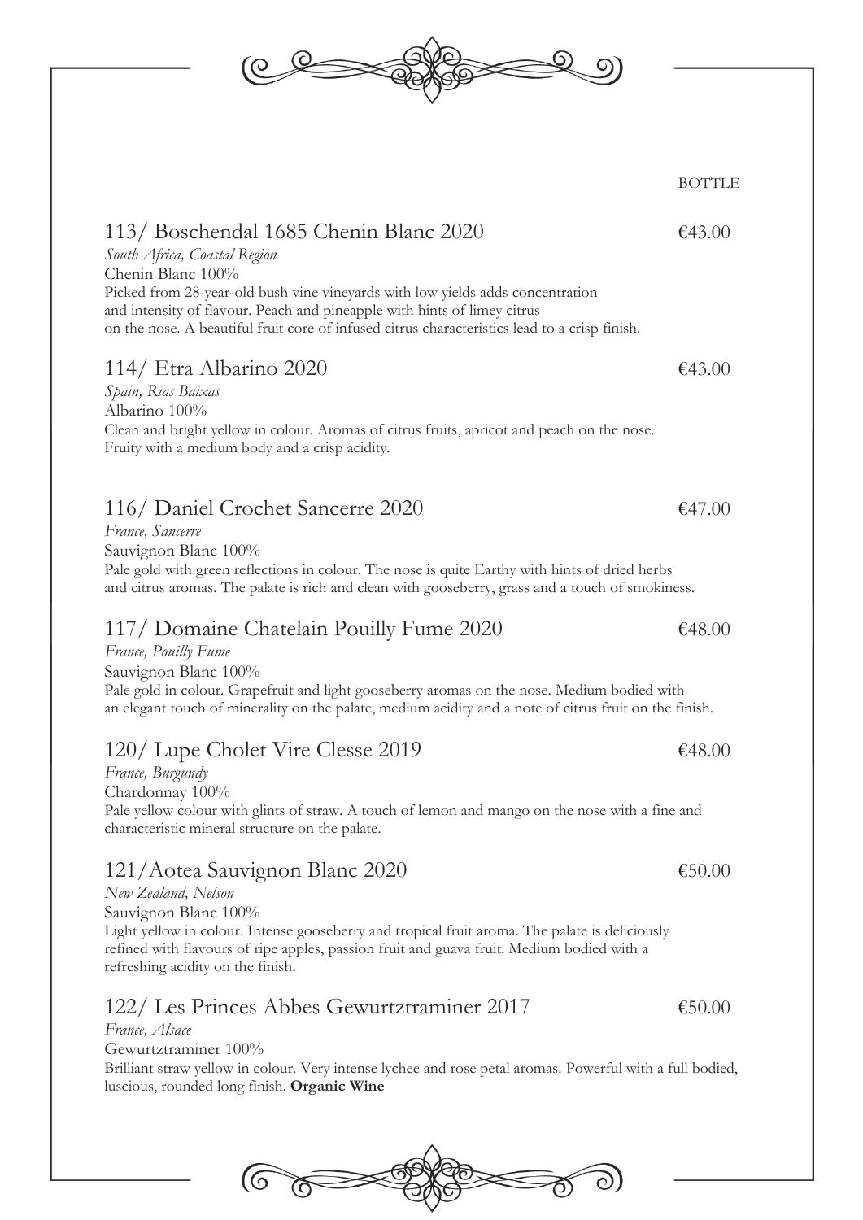BOTTLE

### 113/ Boschendal 1685 Chenin Blanc 2020 — €43.00

*South Africa, Coastal Region*

Chenin Blanc 100%

Picked from 28-year-old bush vine vineyards with low yields adds concentration and intensity of flavour. Peach and pineapple with hints of limey citrus on the nose. A beautiful fruit core of infused citrus characteristics lead to a crisp finish.

### 114/ Etra Albarino 2020 — €43.00

*Spain, Rias Baixas*

Albarino 100%

Clean and bright yellow in colour. Aromas of citrus fruits, apricot and peach on the nose. Fruity with a medium body and a crisp acidity.

### 116/ Daniel Crochet Sancerre 2020 — €47.00

*France, Sancerre*

Sauvignon Blanc 100%

Pale gold with green reflections in colour. The nose is quite Earthy with hints of dried herbs and citrus aromas. The palate is rich and clean with gooseberry, grass and a touch of smokiness.

### 117/ Domaine Chatelain Pouilly Fume 2020 — €48.00

*France, Pouilly Fume*

Sauvignon Blanc 100%

Pale gold in colour. Grapefruit and light gooseberry aromas on the nose. Medium bodied with an elegant touch of minerality on the palate, medium acidity and a note of citrus fruit on the finish.

### 120/ Lupe Cholet Vire Clesse 2019 — €48.00

*France, Burgundy*

Chardonnay 100%

Pale yellow colour with glints of straw. A touch of lemon and mango on the nose with a fine and characteristic mineral structure on the palate.

### 121/Aotea Sauvignon Blanc 2020 — €50.00

*New Zealand, Nelson*

Sauvignon Blanc 100%

Light yellow in colour. Intense gooseberry and tropical fruit aroma. The palate is deliciously refined with flavours of ripe apples, passion fruit and guava fruit. Medium bodied with a refreshing acidity on the finish.

### 122/ Les Princes Abbes Gewurtztraminer 2017 — €50.00

*France, Alsace*

Gewurtztraminer 100%

Brilliant straw yellow in colour. Very intense lychee and rose petal aromas. Powerful with a full bodied, luscious, rounded long finish. **Organic Wine**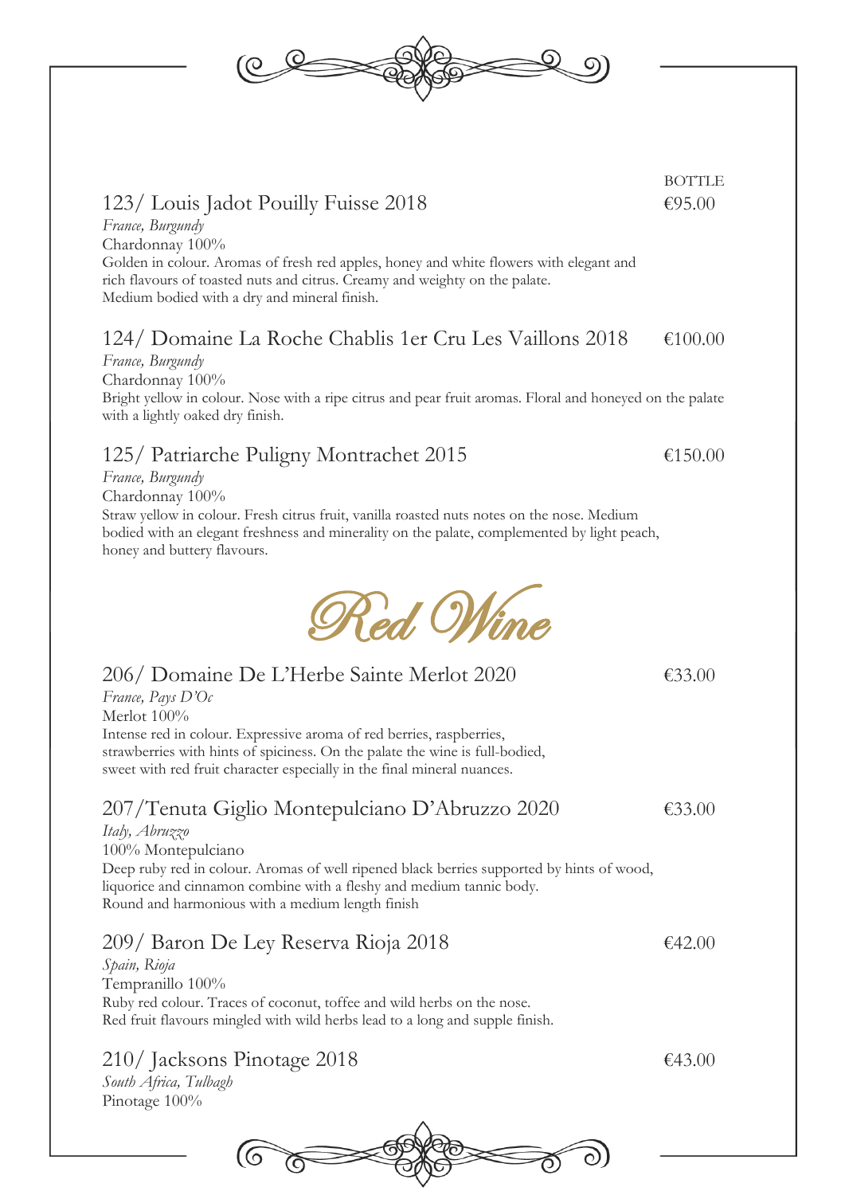BOTTLE

### 123/ Louis Jadot Pouilly Fuisse 2018 — €95.00

*France, Burgundy*
Chardonnay 100%
Golden in colour. Aromas of fresh red apples, honey and white flowers with elegant and rich flavours of toasted nuts and citrus. Creamy and weighty on the palate. Medium bodied with a dry and mineral finish.

### 124/ Domaine La Roche Chablis 1er Cru Les Vaillons 2018 — €100.00

*France, Burgundy*
Chardonnay 100%
Bright yellow in colour. Nose with a ripe citrus and pear fruit aromas. Floral and honeyed on the palate with a lightly oaked dry finish.

### 125/ Patriarche Puligny Montrachet 2015 — €150.00

*France, Burgundy*
Chardonnay 100%
Straw yellow in colour. Fresh citrus fruit, vanilla roasted nuts notes on the nose. Medium bodied with an elegant freshness and minerality on the palate, complemented by light peach, honey and buttery flavours.

## Red Wine

### 206/ Domaine De L'Herbe Sainte Merlot 2020 — €33.00

*France, Pays D'Oc*
Merlot 100%
Intense red in colour. Expressive aroma of red berries, raspberries, strawberries with hints of spiciness. On the palate the wine is full-bodied, sweet with red fruit character especially in the final mineral nuances.

### 207/Tenuta Giglio Montepulciano D'Abruzzo 2020 — €33.00

*Italy, Abruzzo*
100% Montepulciano
Deep ruby red in colour. Aromas of well ripened black berries supported by hints of wood, liquorice and cinnamon combine with a fleshy and medium tannic body. Round and harmonious with a medium length finish

### 209/ Baron De Ley Reserva Rioja 2018 — €42.00

*Spain, Rioja*
Tempranillo 100%
Ruby red colour. Traces of coconut, toffee and wild herbs on the nose. Red fruit flavours mingled with wild herbs lead to a long and supple finish.

### 210/ Jacksons Pinotage 2018 — €43.00

*South Africa, Tulbagh*
Pinotage 100%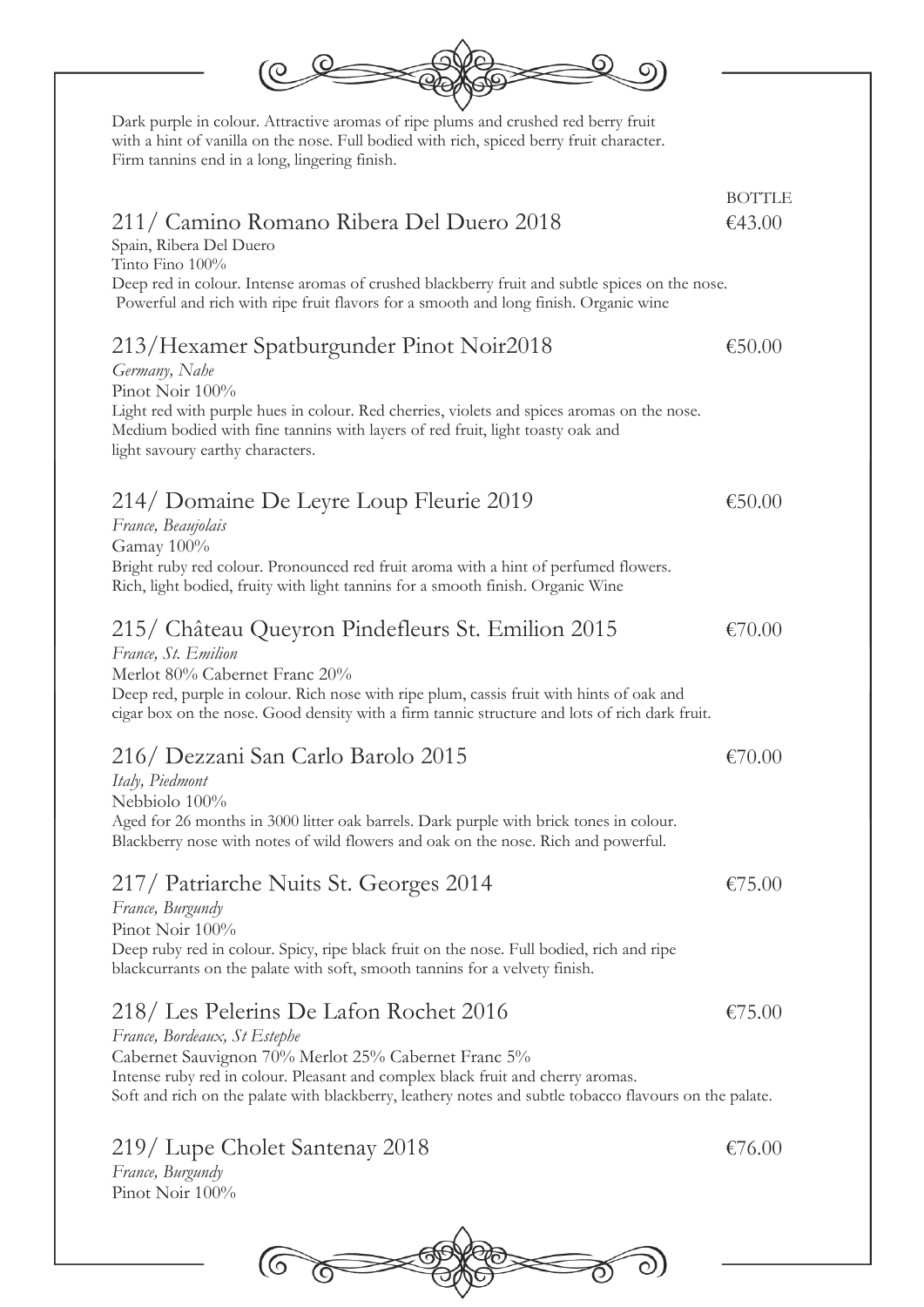Dark purple in colour. Attractive aromas of ripe plums and crushed red berry fruit with a hint of vanilla on the nose. Full bodied with rich, spiced berry fruit character. Firm tannins end in a long, lingering finish.

BOTTLE

## 211/ Camino Romano Ribera Del Duero 2018 — €43.00

Spain, Ribera Del Duero
Tinto Fino 100%
Deep red in colour. Intense aromas of crushed blackberry fruit and subtle spices on the nose. Powerful and rich with ripe fruit flavors for a smooth and long finish. Organic wine

## 213/Hexamer Spatburgunder Pinot Noir2018 — €50.00

*Germany, Nahe*
Pinot Noir 100%
Light red with purple hues in colour. Red cherries, violets and spices aromas on the nose. Medium bodied with fine tannins with layers of red fruit, light toasty oak and light savoury earthy characters.

## 214/ Domaine De Leyre Loup Fleurie 2019 — €50.00

*France, Beaujolais*
Gamay 100%
Bright ruby red colour. Pronounced red fruit aroma with a hint of perfumed flowers. Rich, light bodied, fruity with light tannins for a smooth finish. Organic Wine

## 215/ Château Queyron Pindefleurs St. Emilion 2015 — €70.00

*France, St. Emilion*
Merlot 80% Cabernet Franc 20%
Deep red, purple in colour. Rich nose with ripe plum, cassis fruit with hints of oak and cigar box on the nose. Good density with a firm tannic structure and lots of rich dark fruit.

## 216/ Dezzani San Carlo Barolo 2015 — €70.00

*Italy, Piedmont*
Nebbiolo 100%
Aged for 26 months in 3000 litter oak barrels. Dark purple with brick tones in colour. Blackberry nose with notes of wild flowers and oak on the nose. Rich and powerful.

## 217/ Patriarche Nuits St. Georges 2014 — €75.00

*France, Burgundy*
Pinot Noir 100%
Deep ruby red in colour. Spicy, ripe black fruit on the nose. Full bodied, rich and ripe blackcurrants on the palate with soft, smooth tannins for a velvety finish.

## 218/ Les Pelerins De Lafon Rochet 2016 — €75.00

*France, Bordeaux, St Estephe*
Cabernet Sauvignon 70% Merlot 25% Cabernet Franc 5%
Intense ruby red in colour. Pleasant and complex black fruit and cherry aromas. Soft and rich on the palate with blackberry, leathery notes and subtle tobacco flavours on the palate.

## 219/ Lupe Cholet Santenay 2018 — €76.00

*France, Burgundy*
Pinot Noir 100%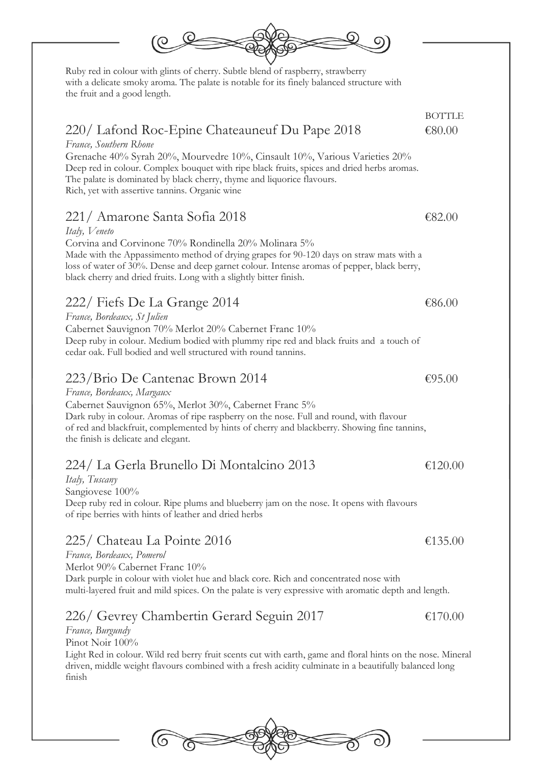Ruby red in colour with glints of cherry. Subtle blend of raspberry, strawberry with a delicate smoky aroma. The palate is notable for its finely balanced structure with the fruit and a good length.

BOTTLE

## 220/ Lafond Roc-Epine Chateauneuf Du Pape 2018 — €80.00

*France, Southern Rhone*

Grenache 40% Syrah 20%, Mourvedre 10%, Cinsault 10%, Various Varieties 20%

Deep red in colour. Complex bouquet with ripe black fruits, spices and dried herbs aromas. The palate is dominated by black cherry, thyme and liquorice flavours. Rich, yet with assertive tannins. Organic wine

## 221/ Amarone Santa Sofia 2018 — €82.00

*Italy, Veneto*

Corvina and Corvinone 70% Rondinella 20% Molinara 5%

Made with the Appassimento method of drying grapes for 90-120 days on straw mats with a loss of water of 30%. Dense and deep garnet colour. Intense aromas of pepper, black berry, black cherry and dried fruits. Long with a slightly bitter finish.

## 222/ Fiefs De La Grange 2014 — €86.00

*France, Bordeaux, St Julien*

Cabernet Sauvignon 70% Merlot 20% Cabernet Franc 10%

Deep ruby in colour. Medium bodied with plummy ripe red and black fruits and a touch of cedar oak. Full bodied and well structured with round tannins.

## 223/Brio De Cantenac Brown 2014 — €95.00

*France, Bordeaux, Margaux*

Cabernet Sauvignon 65%, Merlot 30%, Cabernet Franc 5%

Dark ruby in colour. Aromas of ripe raspberry on the nose. Full and round, with flavour of red and blackfruit, complemented by hints of cherry and blackberry. Showing fine tannins, the finish is delicate and elegant.

## 224/ La Gerla Brunello Di Montalcino 2013 — €120.00

*Italy, Tuscany*

Sangiovese 100%

Deep ruby red in colour. Ripe plums and blueberry jam on the nose. It opens with flavours of ripe berries with hints of leather and dried herbs

## 225/ Chateau La Pointe 2016 — €135.00

*France, Bordeaux, Pomerol*

Merlot 90% Cabernet Franc 10%

Dark purple in colour with violet hue and black core. Rich and concentrated nose with multi-layered fruit and mild spices. On the palate is very expressive with aromatic depth and length.

## 226/ Gevrey Chambertin Gerard Seguin 2017 — €170.00

*France, Burgundy*

Pinot Noir 100%

Light Red in colour. Wild red berry fruit scents cut with earth, game and floral hints on the nose. Mineral driven, middle weight flavours combined with a fresh acidity culminate in a beautifully balanced long finish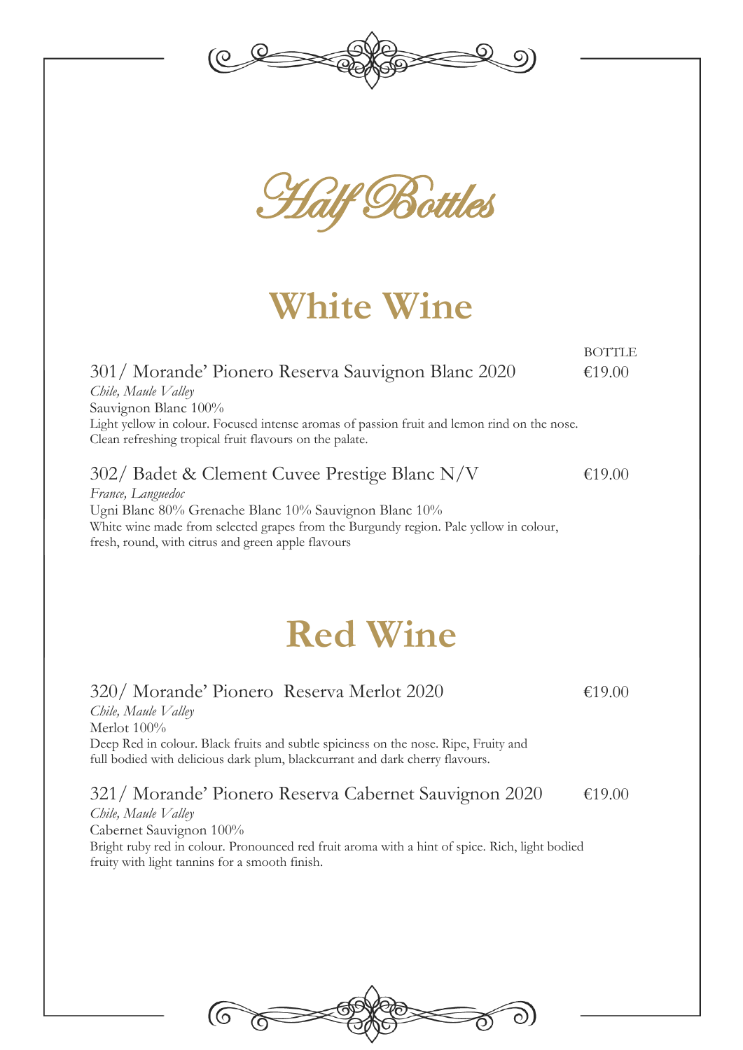# Half Bottles

## White Wine

BOTTLE

### 301/ Morande' Pionero Reserva Sauvignon Blanc 2020 — €19.00

*Chile, Maule Valley*

Sauvignon Blanc 100%

Light yellow in colour. Focused intense aromas of passion fruit and lemon rind on the nose. Clean refreshing tropical fruit flavours on the palate.

### 302/ Badet & Clement Cuvee Prestige Blanc N/V — €19.00

*France, Languedoc*

Ugni Blanc 80% Grenache Blanc 10% Sauvignon Blanc 10%

White wine made from selected grapes from the Burgundy region. Pale yellow in colour, fresh, round, with citrus and green apple flavours

## Red Wine

### 320/ Morande' Pionero Reserva Merlot 2020 — €19.00

*Chile, Maule Valley*

Merlot 100%

Deep Red in colour. Black fruits and subtle spiciness on the nose. Ripe, Fruity and full bodied with delicious dark plum, blackcurrant and dark cherry flavours.

### 321/ Morande' Pionero Reserva Cabernet Sauvignon 2020 — €19.00

*Chile, Maule Valley*

Cabernet Sauvignon 100%

Bright ruby red in colour. Pronounced red fruit aroma with a hint of spice. Rich, light bodied fruity with light tannins for a smooth finish.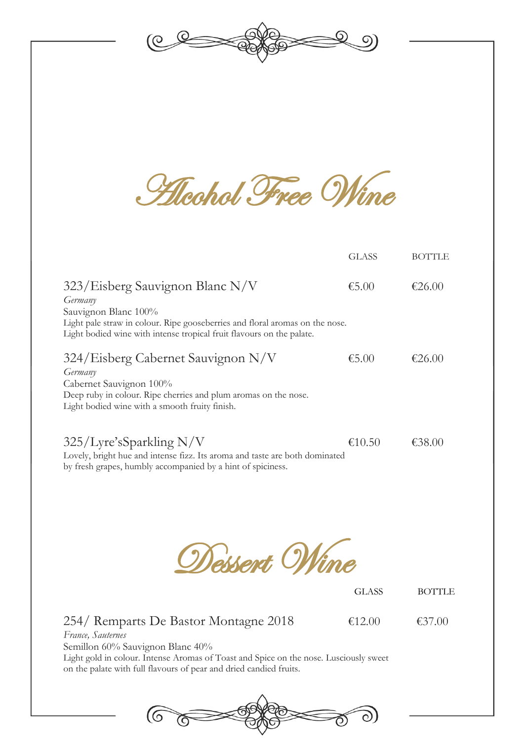# Alcohol Free Wine

| | GLASS | BOTTLE |
|---|---|---|
| 323/Eisberg Sauvignon Blanc N/V | €5.00 | €26.00 |

*Germany*
Sauvignon Blanc 100%
Light pale straw in colour. Ripe gooseberries and floral aromas on the nose.
Light bodied wine with intense tropical fruit flavours on the palate.

| | GLASS | BOTTLE |
|---|---|---|
| 324/Eisberg Cabernet Sauvignon N/V | €5.00 | €26.00 |

*Germany*
Cabernet Sauvignon 100%
Deep ruby in colour. Ripe cherries and plum aromas on the nose.
Light bodied wine with a smooth fruity finish.

| | GLASS | BOTTLE |
|---|---|---|
| 325/Lyre'sSparkling N/V | €10.50 | €38.00 |

Lovely, bright hue and intense fizz. Its aroma and taste are both dominated by fresh grapes, humbly accompanied by a hint of spiciness.

# Dessert Wine

| | GLASS | BOTTLE |
|---|---|---|
| 254/ Remparts De Bastor Montagne 2018 | €12.00 | €37.00 |

*France, Sauternes*
Semillon 60% Sauvignon Blanc 40%
Light gold in colour. Intense Aromas of Toast and Spice on the nose. Lusciously sweet on the palate with full flavours of pear and dried candied fruits.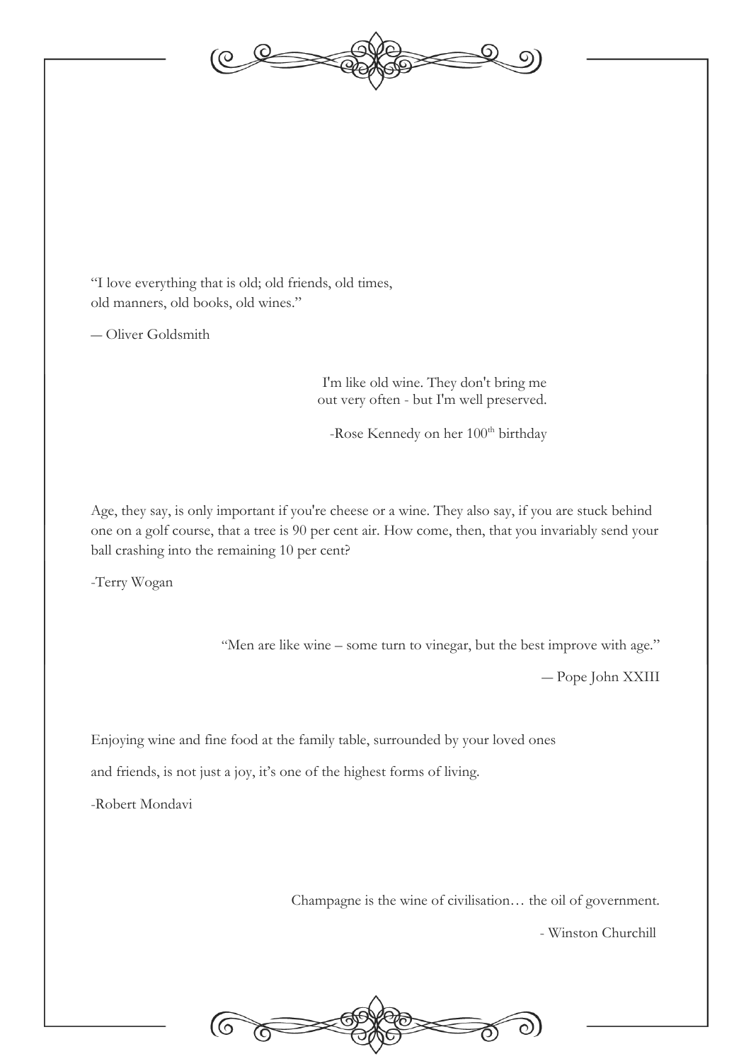"I love everything that is old; old friends, old times,
old manners, old books, old wines."

— Oliver Goldsmith

I'm like old wine. They don't bring me
out very often - but I'm well preserved.

-Rose Kennedy on her 100th birthday

Age, they say, is only important if you're cheese or a wine. They also say, if you are stuck behind one on a golf course, that a tree is 90 per cent air. How come, then, that you invariably send your ball crashing into the remaining 10 per cent?

-Terry Wogan

"Men are like wine – some turn to vinegar, but the best improve with age."

— Pope John XXIII

Enjoying wine and fine food at the family table, surrounded by your loved ones

and friends, is not just a joy, it's one of the highest forms of living.

-Robert Mondavi

Champagne is the wine of civilisation… the oil of government.

- Winston Churchill